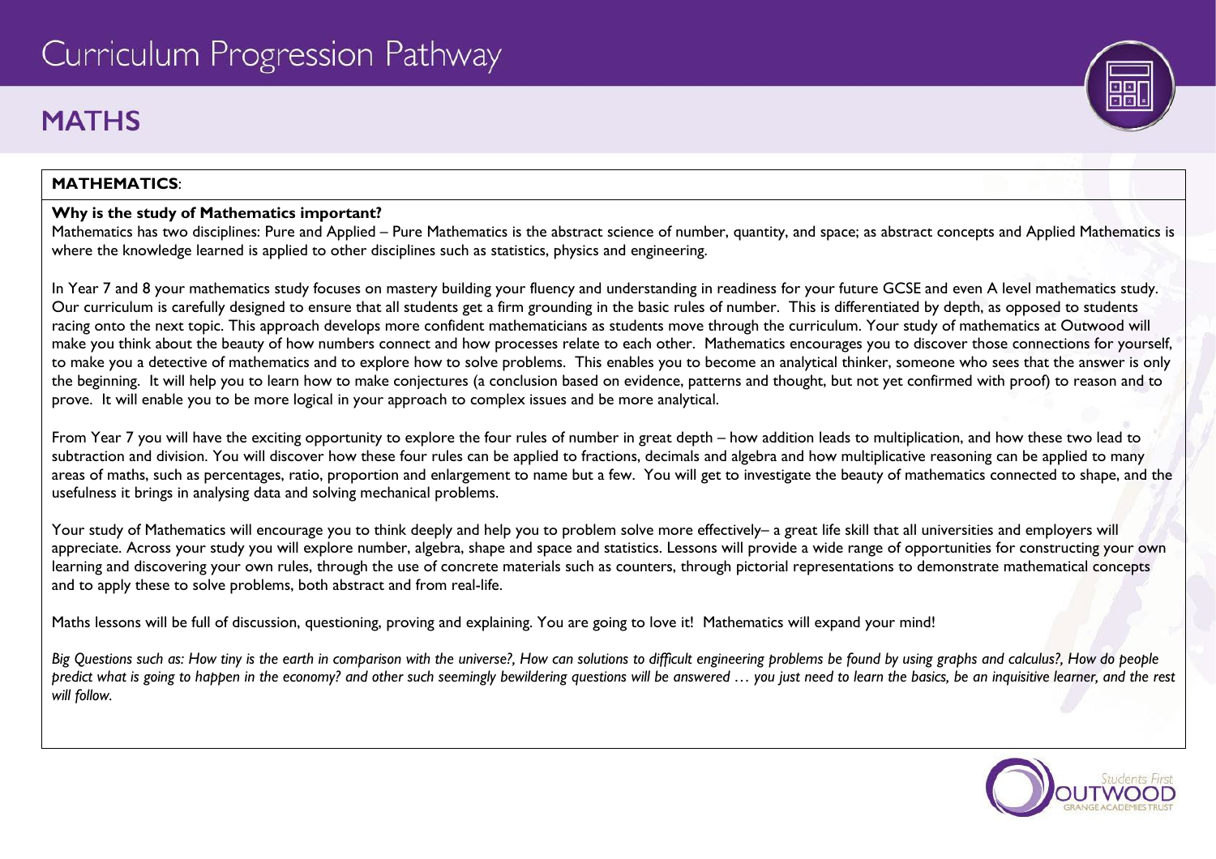# Curriculum Progression Pathway

## MATHS

**MATHEMATICS**:

**Why is the study of Mathematics important?**

Mathematics has two disciplines: Pure and Applied – Pure Mathematics is the abstract science of number, quantity, and space; as abstract concepts and Applied Mathematics is where the knowledge learned is applied to other disciplines such as statistics, physics and engineering.

In Year 7 and 8 your mathematics study focuses on mastery building your fluency and understanding in readiness for your future GCSE and even A level mathematics study. Our curriculum is carefully designed to ensure that all students get a firm grounding in the basic rules of number. This is differentiated by depth, as opposed to students racing onto the next topic. This approach develops more confident mathematicians as students move through the curriculum. Your study of mathematics at Outwood will make you think about the beauty of how numbers connect and how processes relate to each other. Mathematics encourages you to discover those connections for yourself, to make you a detective of mathematics and to explore how to solve problems. This enables you to become an analytical thinker, someone who sees that the answer is only the beginning. It will help you to learn how to make conjectures (a conclusion based on evidence, patterns and thought, but not yet confirmed with proof) to reason and to prove. It will enable you to be more logical in your approach to complex issues and be more analytical.

From Year 7 you will have the exciting opportunity to explore the four rules of number in great depth – how addition leads to multiplication, and how these two lead to subtraction and division. You will discover how these four rules can be applied to fractions, decimals and algebra and how multiplicative reasoning can be applied to many areas of maths, such as percentages, ratio, proportion and enlargement to name but a few. You will get to investigate the beauty of mathematics connected to shape, and the usefulness it brings in analysing data and solving mechanical problems.

Your study of Mathematics will encourage you to think deeply and help you to problem solve more effectively– a great life skill that all universities and employers will appreciate. Across your study you will explore number, algebra, shape and space and statistics. Lessons will provide a wide range of opportunities for constructing your own learning and discovering your own rules, through the use of concrete materials such as counters, through pictorial representations to demonstrate mathematical concepts and to apply these to solve problems, both abstract and from real-life.

Maths lessons will be full of discussion, questioning, proving and explaining. You are going to love it! Mathematics will expand your mind!

*Big Questions such as: How tiny is the earth in comparison with the universe?, How can solutions to difficult engineering problems be found by using graphs and calculus?, How do people predict what is going to happen in the economy? and other such seemingly bewildering questions will be answered … you just need to learn the basics, be an inquisitive learner, and the rest will follow.*

Students First
OUTWOOD
GRANGE ACADEMIES TRUST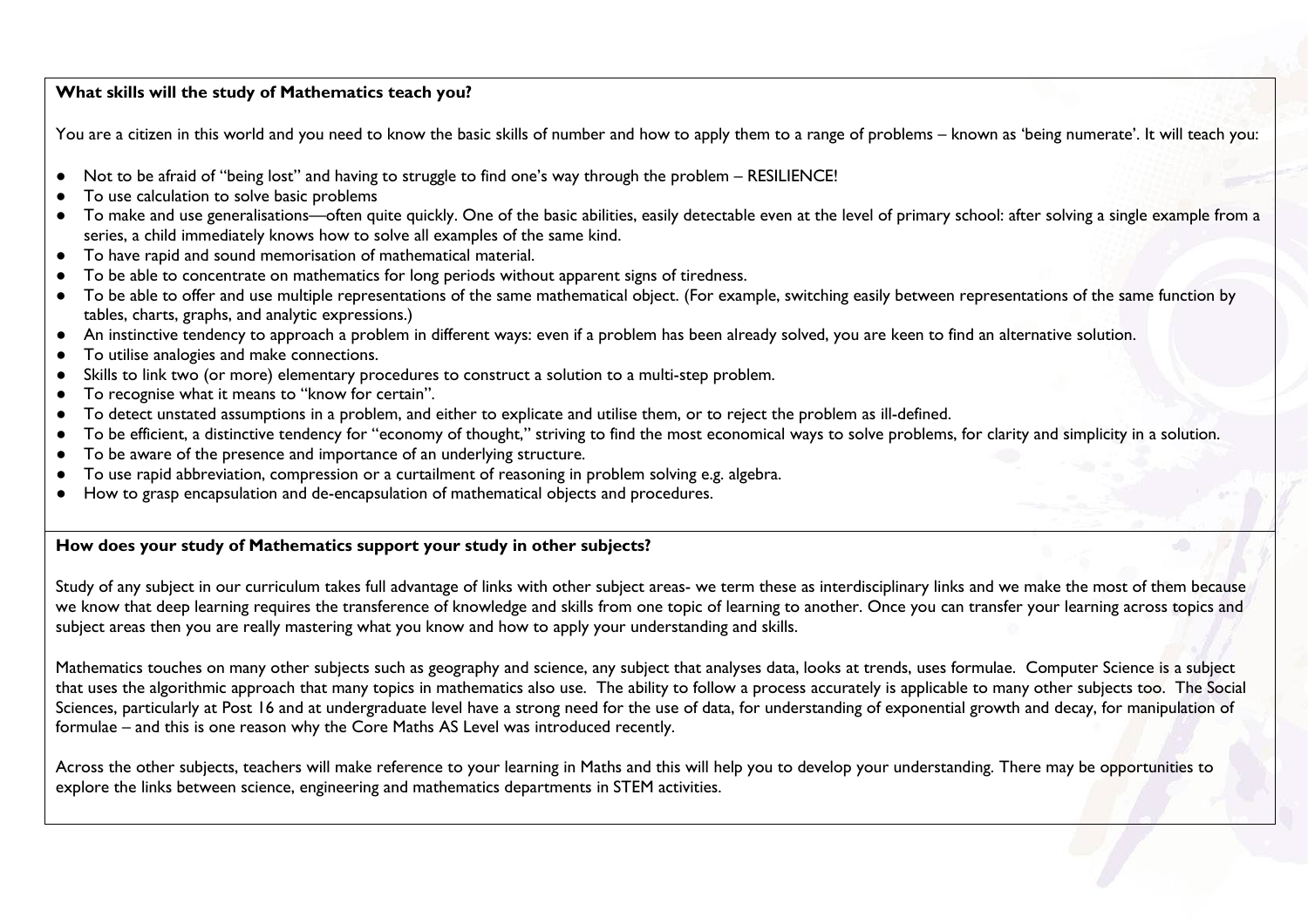**What skills will the study of Mathematics teach you?**

You are a citizen in this world and you need to know the basic skills of number and how to apply them to a range of problems – known as 'being numerate'. It will teach you:

- Not to be afraid of "being lost" and having to struggle to find one's way through the problem – RESILIENCE!
- To use calculation to solve basic problems
- To make and use generalisations—often quite quickly. One of the basic abilities, easily detectable even at the level of primary school: after solving a single example from a series, a child immediately knows how to solve all examples of the same kind.
- To have rapid and sound memorisation of mathematical material.
- To be able to concentrate on mathematics for long periods without apparent signs of tiredness.
- To be able to offer and use multiple representations of the same mathematical object. (For example, switching easily between representations of the same function by tables, charts, graphs, and analytic expressions.)
- An instinctive tendency to approach a problem in different ways: even if a problem has been already solved, you are keen to find an alternative solution.
- To utilise analogies and make connections.
- Skills to link two (or more) elementary procedures to construct a solution to a multi-step problem.
- To recognise what it means to "know for certain".
- To detect unstated assumptions in a problem, and either to explicate and utilise them, or to reject the problem as ill-defined.
- To be efficient, a distinctive tendency for "economy of thought," striving to find the most economical ways to solve problems, for clarity and simplicity in a solution.
- To be aware of the presence and importance of an underlying structure.
- To use rapid abbreviation, compression or a curtailment of reasoning in problem solving e.g. algebra.
- How to grasp encapsulation and de-encapsulation of mathematical objects and procedures.

**How does your study of Mathematics support your study in other subjects?**

Study of any subject in our curriculum takes full advantage of links with other subject areas- we term these as interdisciplinary links and we make the most of them because we know that deep learning requires the transference of knowledge and skills from one topic of learning to another. Once you can transfer your learning across topics and subject areas then you are really mastering what you know and how to apply your understanding and skills.

Mathematics touches on many other subjects such as geography and science, any subject that analyses data, looks at trends, uses formulae. Computer Science is a subject that uses the algorithmic approach that many topics in mathematics also use. The ability to follow a process accurately is applicable to many other subjects too. The Social Sciences, particularly at Post 16 and at undergraduate level have a strong need for the use of data, for understanding of exponential growth and decay, for manipulation of formulae – and this is one reason why the Core Maths AS Level was introduced recently.

Across the other subjects, teachers will make reference to your learning in Maths and this will help you to develop your understanding. There may be opportunities to explore the links between science, engineering and mathematics departments in STEM activities.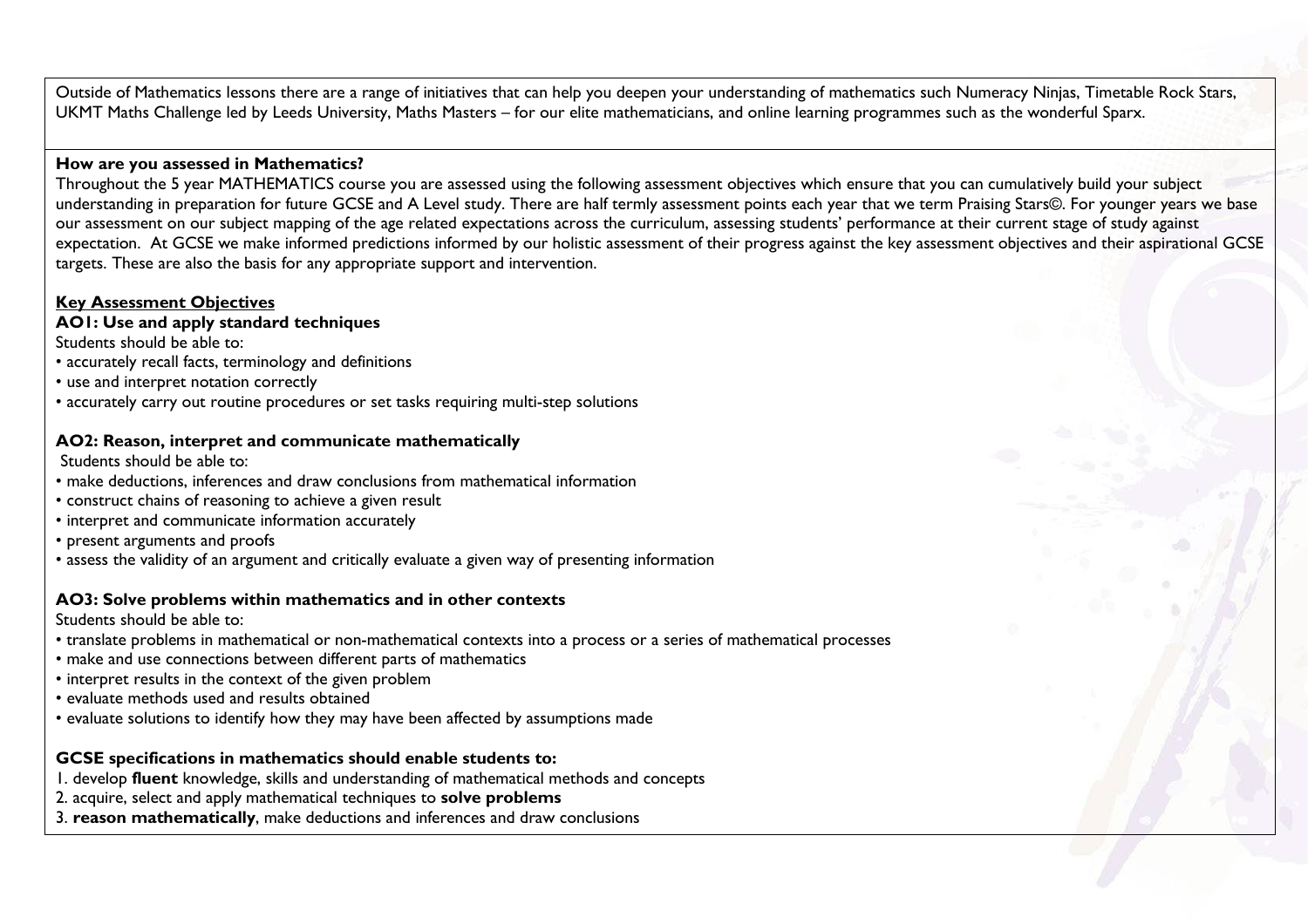Outside of Mathematics lessons there are a range of initiatives that can help you deepen your understanding of mathematics such Numeracy Ninjas, Timetable Rock Stars, UKMT Maths Challenge led by Leeds University, Maths Masters – for our elite mathematicians, and online learning programmes such as the wonderful Sparx.

**How are you assessed in Mathematics?**

Throughout the 5 year MATHEMATICS course you are assessed using the following assessment objectives which ensure that you can cumulatively build your subject understanding in preparation for future GCSE and A Level study. There are half termly assessment points each year that we term Praising Stars©. For younger years we base our assessment on our subject mapping of the age related expectations across the curriculum, assessing students' performance at their current stage of study against expectation. At GCSE we make informed predictions informed by our holistic assessment of their progress against the key assessment objectives and their aspirational GCSE targets. These are also the basis for any appropriate support and intervention.

**Key Assessment Objectives**

**AO1: Use and apply standard techniques**

Students should be able to:

- accurately recall facts, terminology and definitions
- use and interpret notation correctly
- accurately carry out routine procedures or set tasks requiring multi-step solutions

**AO2: Reason, interpret and communicate mathematically**

Students should be able to:

- make deductions, inferences and draw conclusions from mathematical information
- construct chains of reasoning to achieve a given result
- interpret and communicate information accurately
- present arguments and proofs
- assess the validity of an argument and critically evaluate a given way of presenting information

**AO3: Solve problems within mathematics and in other contexts**

Students should be able to:

- translate problems in mathematical or non-mathematical contexts into a process or a series of mathematical processes
- make and use connections between different parts of mathematics
- interpret results in the context of the given problem
- evaluate methods used and results obtained
- evaluate solutions to identify how they may have been affected by assumptions made

**GCSE specifications in mathematics should enable students to:**

1. develop **fluent** knowledge, skills and understanding of mathematical methods and concepts
2. acquire, select and apply mathematical techniques to **solve problems**
3. **reason mathematically**, make deductions and inferences and draw conclusions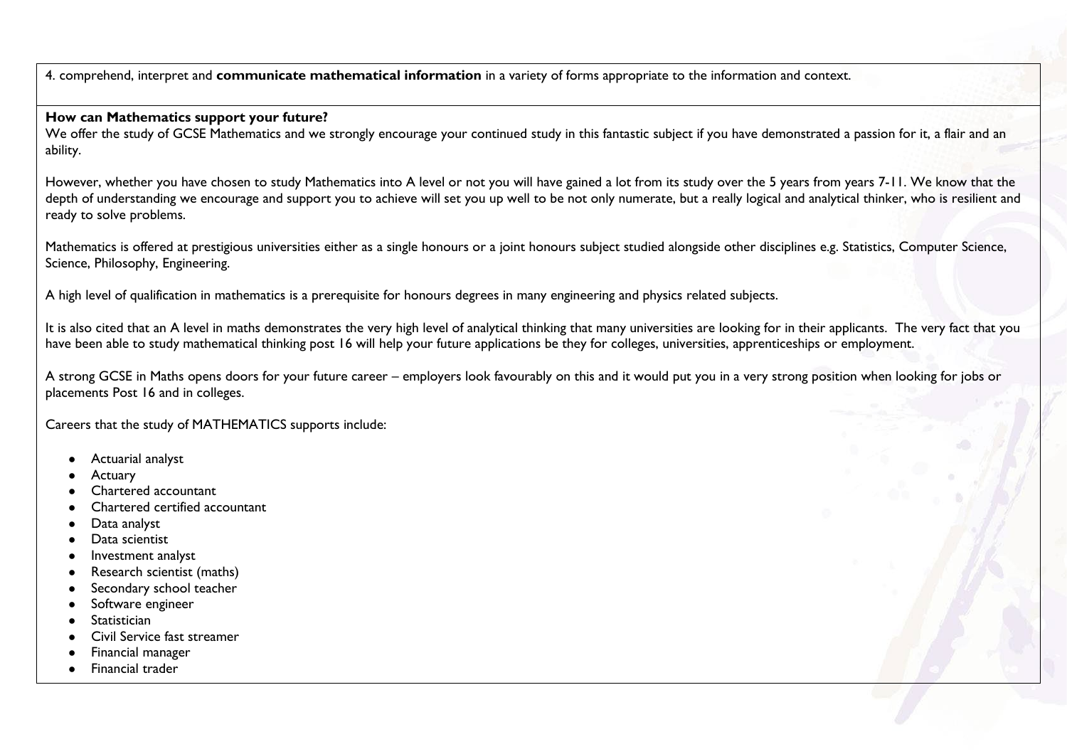4. comprehend, interpret and **communicate mathematical information** in a variety of forms appropriate to the information and context.

**How can Mathematics support your future?**

We offer the study of GCSE Mathematics and we strongly encourage your continued study in this fantastic subject if you have demonstrated a passion for it, a flair and an ability.

However, whether you have chosen to study Mathematics into A level or not you will have gained a lot from its study over the 5 years from years 7-11. We know that the depth of understanding we encourage and support you to achieve will set you up well to be not only numerate, but a really logical and analytical thinker, who is resilient and ready to solve problems.

Mathematics is offered at prestigious universities either as a single honours or a joint honours subject studied alongside other disciplines e.g. Statistics, Computer Science, Science, Philosophy, Engineering.

A high level of qualification in mathematics is a prerequisite for honours degrees in many engineering and physics related subjects.

It is also cited that an A level in maths demonstrates the very high level of analytical thinking that many universities are looking for in their applicants. The very fact that you have been able to study mathematical thinking post 16 will help your future applications be they for colleges, universities, apprenticeships or employment.

A strong GCSE in Maths opens doors for your future career – employers look favourably on this and it would put you in a very strong position when looking for jobs or placements Post 16 and in colleges.

Careers that the study of MATHEMATICS supports include:

- Actuarial analyst
- Actuary
- Chartered accountant
- Chartered certified accountant
- Data analyst
- Data scientist
- Investment analyst
- Research scientist (maths)
- Secondary school teacher
- Software engineer
- Statistician
- Civil Service fast streamer
- Financial manager
- Financial trader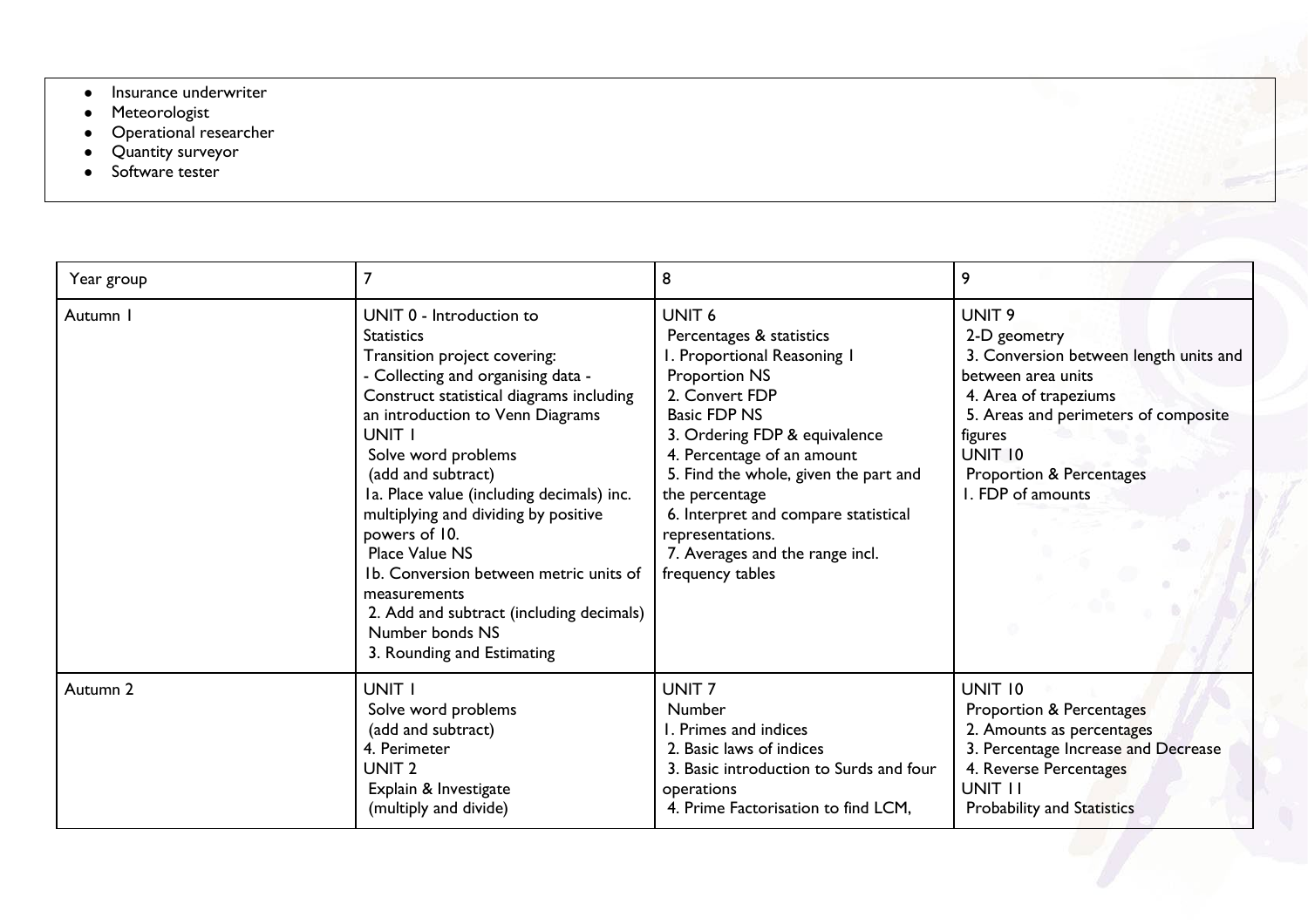- Insurance underwriter
- Meteorologist
- Operational researcher
- Quantity surveyor
- Software tester

| Year group | 7 | 8 | 9 |
|---|---|---|---|
| Autumn 1 | UNIT 0 - Introduction to Statistics<br>Transition project covering:<br>- Collecting and organising data - Construct statistical diagrams including an introduction to Venn Diagrams<br>UNIT 1<br>Solve word problems (add and subtract)<br>1a. Place value (including decimals) inc. multiplying and dividing by positive powers of 10.<br>Place Value NS<br>1b. Conversion between metric units of measurements<br>2. Add and subtract (including decimals)<br>Number bonds NS<br>3. Rounding and Estimating | UNIT 6<br>Percentages & statistics<br>1. Proportional Reasoning 1<br>Proportion NS<br>2. Convert FDP<br>Basic FDP NS<br>3. Ordering FDP & equivalence<br>4. Percentage of an amount<br>5. Find the whole, given the part and the percentage<br>6. Interpret and compare statistical representations.<br>7. Averages and the range incl. frequency tables | UNIT 9<br>2-D geometry<br>3. Conversion between length units and between area units<br>4. Area of trapeziums<br>5. Areas and perimeters of composite figures<br>UNIT 10<br>Proportion & Percentages<br>1. FDP of amounts |
| Autumn 2 | UNIT 1<br>Solve word problems (add and subtract)<br>4. Perimeter<br>UNIT 2<br>Explain & Investigate (multiply and divide) | UNIT 7<br>Number<br>1. Primes and indices<br>2. Basic laws of indices<br>3. Basic introduction to Surds and four operations<br>4. Prime Factorisation to find LCM, | UNIT 10<br>Proportion & Percentages<br>2. Amounts as percentages<br>3. Percentage Increase and Decrease<br>4. Reverse Percentages<br>UNIT 11<br>Probability and Statistics |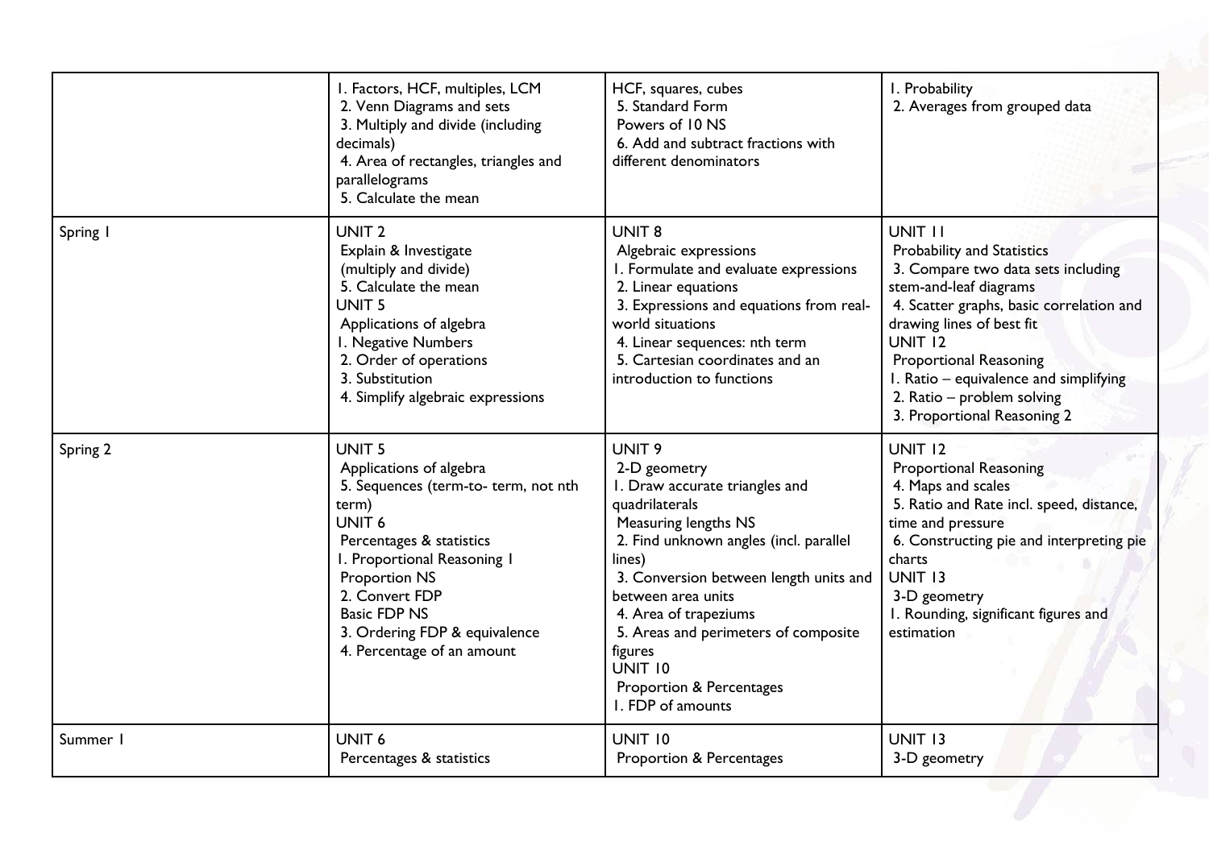| | | | |
|---|---|---|---|
| | 1. Factors, HCF, multiples, LCM<br>2. Venn Diagrams and sets<br>3. Multiply and divide (including decimals)<br>4. Area of rectangles, triangles and parallelograms<br>5. Calculate the mean | HCF, squares, cubes<br>5. Standard Form<br>Powers of 10 NS<br>6. Add and subtract fractions with different denominators | 1. Probability<br>2. Averages from grouped data |
| Spring 1 | UNIT 2<br>Explain & Investigate<br>(multiply and divide)<br>5. Calculate the mean<br>UNIT 5<br>Applications of algebra<br>1. Negative Numbers<br>2. Order of operations<br>3. Substitution<br>4. Simplify algebraic expressions | UNIT 8<br>Algebraic expressions<br>1. Formulate and evaluate expressions<br>2. Linear equations<br>3. Expressions and equations from real-world situations<br>4. Linear sequences: nth term<br>5. Cartesian coordinates and an introduction to functions | UNIT 11<br>Probability and Statistics<br>3. Compare two data sets including stem-and-leaf diagrams<br>4. Scatter graphs, basic correlation and drawing lines of best fit<br>UNIT 12<br>Proportional Reasoning<br>1. Ratio – equivalence and simplifying<br>2. Ratio – problem solving<br>3. Proportional Reasoning 2 |
| Spring 2 | UNIT 5<br>Applications of algebra<br>5. Sequences (term-to- term, not nth term)<br>UNIT 6<br>Percentages & statistics<br>1. Proportional Reasoning 1<br>Proportion NS<br>2. Convert FDP<br>Basic FDP NS<br>3. Ordering FDP & equivalence<br>4. Percentage of an amount | UNIT 9<br>2-D geometry<br>1. Draw accurate triangles and quadrilaterals<br>Measuring lengths NS<br>2. Find unknown angles (incl. parallel lines)<br>3. Conversion between length units and between area units<br>4. Area of trapeziums<br>5. Areas and perimeters of composite figures<br>UNIT 10<br>Proportion & Percentages<br>1. FDP of amounts | UNIT 12<br>Proportional Reasoning<br>4. Maps and scales<br>5. Ratio and Rate incl. speed, distance, time and pressure<br>6. Constructing pie and interpreting pie charts<br>UNIT 13<br>3-D geometry<br>1. Rounding, significant figures and estimation |
| Summer 1 | UNIT 6<br>Percentages & statistics | UNIT 10<br>Proportion & Percentages | UNIT 13<br>3-D geometry |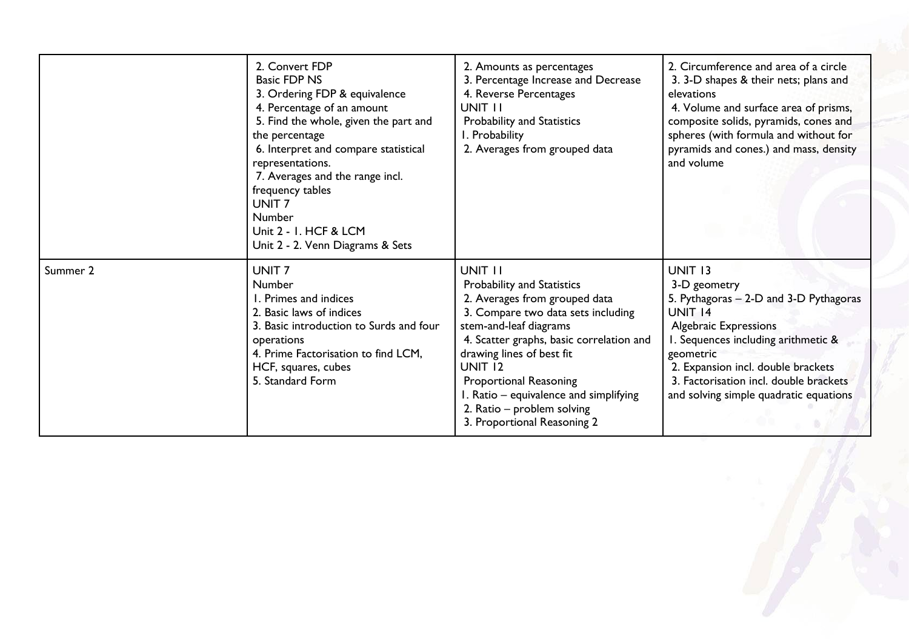| | | | |
|---|---|---|---|
| | 2. Convert FDP<br>Basic FDP NS<br>3. Ordering FDP & equivalence<br>4. Percentage of an amount<br>5. Find the whole, given the part and the percentage<br>6. Interpret and compare statistical representations.<br>7. Averages and the range incl. frequency tables<br>UNIT 7<br>Number<br>Unit 2 - 1. HCF & LCM<br>Unit 2 - 2. Venn Diagrams & Sets | 2. Amounts as percentages<br>3. Percentage Increase and Decrease<br>4. Reverse Percentages<br>UNIT 11<br>Probability and Statistics<br>1. Probability<br>2. Averages from grouped data | 2. Circumference and area of a circle<br>3. 3-D shapes & their nets; plans and elevations<br>4. Volume and surface area of prisms, composite solids, pyramids, cones and spheres (with formula and without for pyramids and cones.) and mass, density and volume |
| Summer 2 | UNIT 7<br>Number<br>1. Primes and indices<br>2. Basic laws of indices<br>3. Basic introduction to Surds and four operations<br>4. Prime Factorisation to find LCM, HCF, squares, cubes<br>5. Standard Form | UNIT 11<br>Probability and Statistics<br>2. Averages from grouped data<br>3. Compare two data sets including stem-and-leaf diagrams<br>4. Scatter graphs, basic correlation and drawing lines of best fit<br>UNIT 12<br>Proportional Reasoning<br>1. Ratio – equivalence and simplifying<br>2. Ratio – problem solving<br>3. Proportional Reasoning 2 | UNIT 13<br>3-D geometry<br>5. Pythagoras – 2-D and 3-D Pythagoras<br>UNIT 14<br>Algebraic Expressions<br>1. Sequences including arithmetic & geometric<br>2. Expansion incl. double brackets<br>3. Factorisation incl. double brackets and solving simple quadratic equations |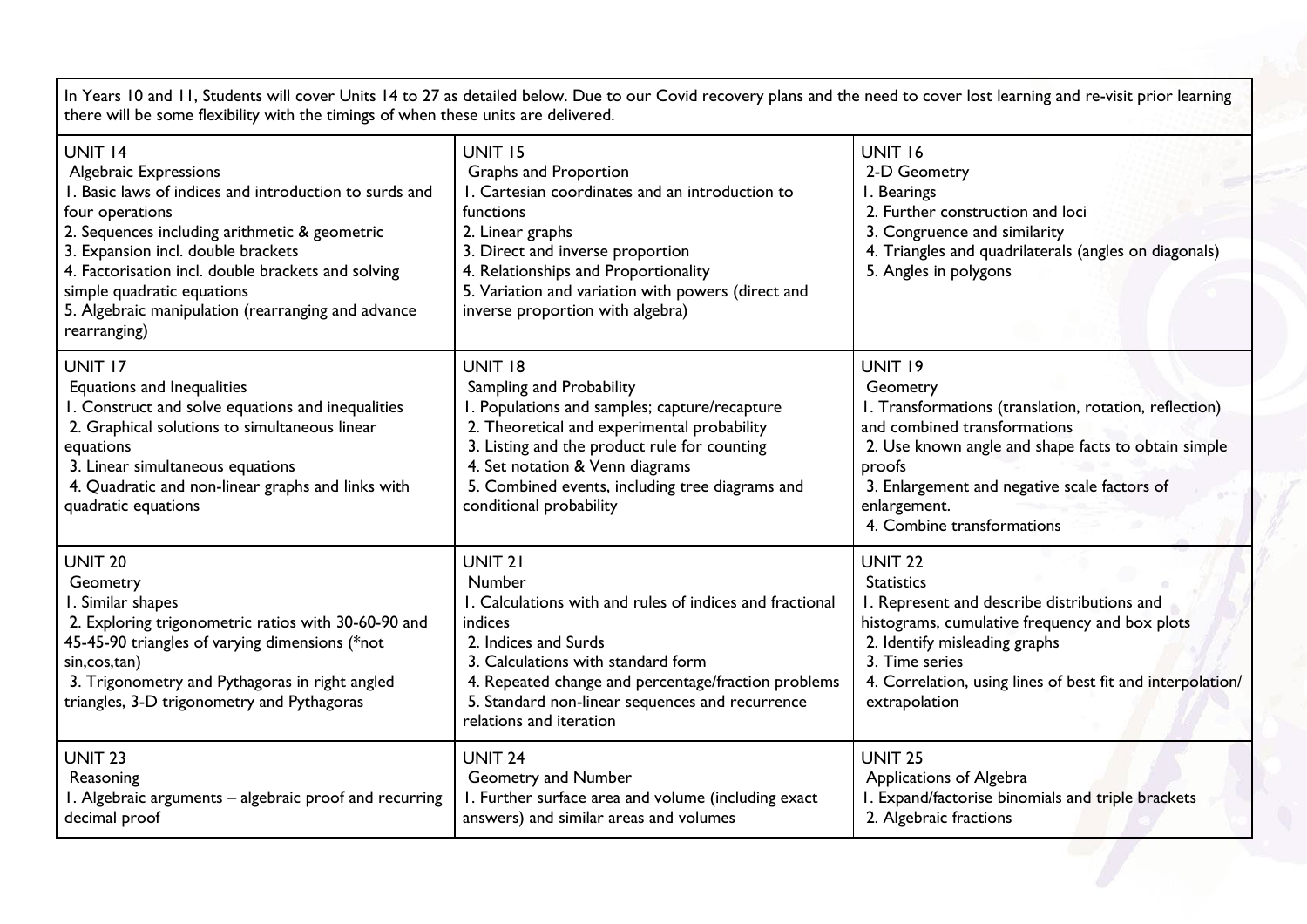In Years 10 and 11, Students will cover Units 14 to 27 as detailed below. Due to our Covid recovery plans and the need to cover lost learning and re-visit prior learning there will be some flexibility with the timings of when these units are delivered.

| | | |
|---|---|---|
| UNIT 14<br>Algebraic Expressions<br>1. Basic laws of indices and introduction to surds and four operations<br>2. Sequences including arithmetic & geometric<br>3. Expansion incl. double brackets<br>4. Factorisation incl. double brackets and solving simple quadratic equations<br>5. Algebraic manipulation (rearranging and advance rearranging) | UNIT 15<br>Graphs and Proportion<br>1. Cartesian coordinates and an introduction to functions<br>2. Linear graphs<br>3. Direct and inverse proportion<br>4. Relationships and Proportionality<br>5. Variation and variation with powers (direct and inverse proportion with algebra) | UNIT 16<br>2-D Geometry<br>1. Bearings<br>2. Further construction and loci<br>3. Congruence and similarity<br>4. Triangles and quadrilaterals (angles on diagonals)<br>5. Angles in polygons |
| UNIT 17<br>Equations and Inequalities<br>1. Construct and solve equations and inequalities<br>2. Graphical solutions to simultaneous linear equations<br>3. Linear simultaneous equations<br>4. Quadratic and non-linear graphs and links with quadratic equations | UNIT 18<br>Sampling and Probability<br>1. Populations and samples; capture/recapture<br>2. Theoretical and experimental probability<br>3. Listing and the product rule for counting<br>4. Set notation & Venn diagrams<br>5. Combined events, including tree diagrams and conditional probability | UNIT 19<br>Geometry<br>1. Transformations (translation, rotation, reflection) and combined transformations<br>2. Use known angle and shape facts to obtain simple proofs<br>3. Enlargement and negative scale factors of enlargement.<br>4. Combine transformations |
| UNIT 20<br>Geometry<br>1. Similar shapes<br>2. Exploring trigonometric ratios with 30-60-90 and 45-45-90 triangles of varying dimensions (*not sin,cos,tan)<br>3. Trigonometry and Pythagoras in right angled triangles, 3-D trigonometry and Pythagoras | UNIT 21<br>Number<br>1. Calculations with and rules of indices and fractional indices<br>2. Indices and Surds<br>3. Calculations with standard form<br>4. Repeated change and percentage/fraction problems<br>5. Standard non-linear sequences and recurrence relations and iteration | UNIT 22<br>Statistics<br>1. Represent and describe distributions and histograms, cumulative frequency and box plots<br>2. Identify misleading graphs<br>3. Time series<br>4. Correlation, using lines of best fit and interpolation/ extrapolation |
| UNIT 23<br>Reasoning<br>1. Algebraic arguments – algebraic proof and recurring decimal proof | UNIT 24<br>Geometry and Number<br>1. Further surface area and volume (including exact answers) and similar areas and volumes | UNIT 25<br>Applications of Algebra<br>1. Expand/factorise binomials and triple brackets<br>2. Algebraic fractions |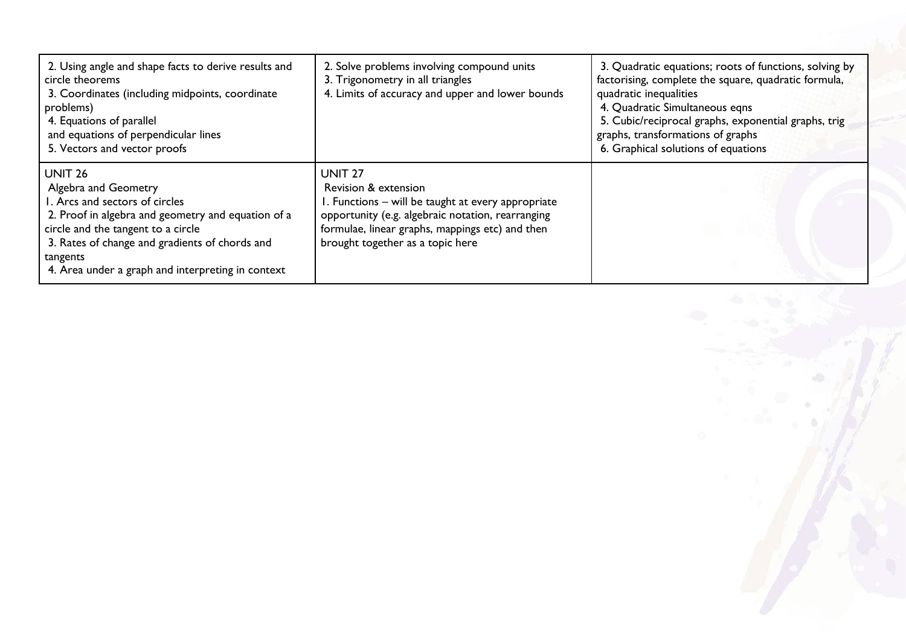| | | |
|---|---|---|
| 2. Using angle and shape facts to derive results and circle theorems<br>3. Coordinates (including midpoints, coordinate problems)<br>4. Equations of parallel and equations of perpendicular lines<br>5. Vectors and vector proofs | 2. Solve problems involving compound units<br>3. Trigonometry in all triangles<br>4. Limits of accuracy and upper and lower bounds | 3. Quadratic equations; roots of functions, solving by factorising, complete the square, quadratic formula, quadratic inequalities<br>4. Quadratic Simultaneous eqns<br>5. Cubic/reciprocal graphs, exponential graphs, trig graphs, transformations of graphs<br>6. Graphical solutions of equations |
| UNIT 26<br>Algebra and Geometry<br>1. Arcs and sectors of circles<br>2. Proof in algebra and geometry and equation of a circle and the tangent to a circle<br>3. Rates of change and gradients of chords and tangents<br>4. Area under a graph and interpreting in context | UNIT 27<br>Revision & extension<br>1. Functions – will be taught at every appropriate opportunity (e.g. algebraic notation, rearranging formulae, linear graphs, mappings etc) and then brought together as a topic here | |